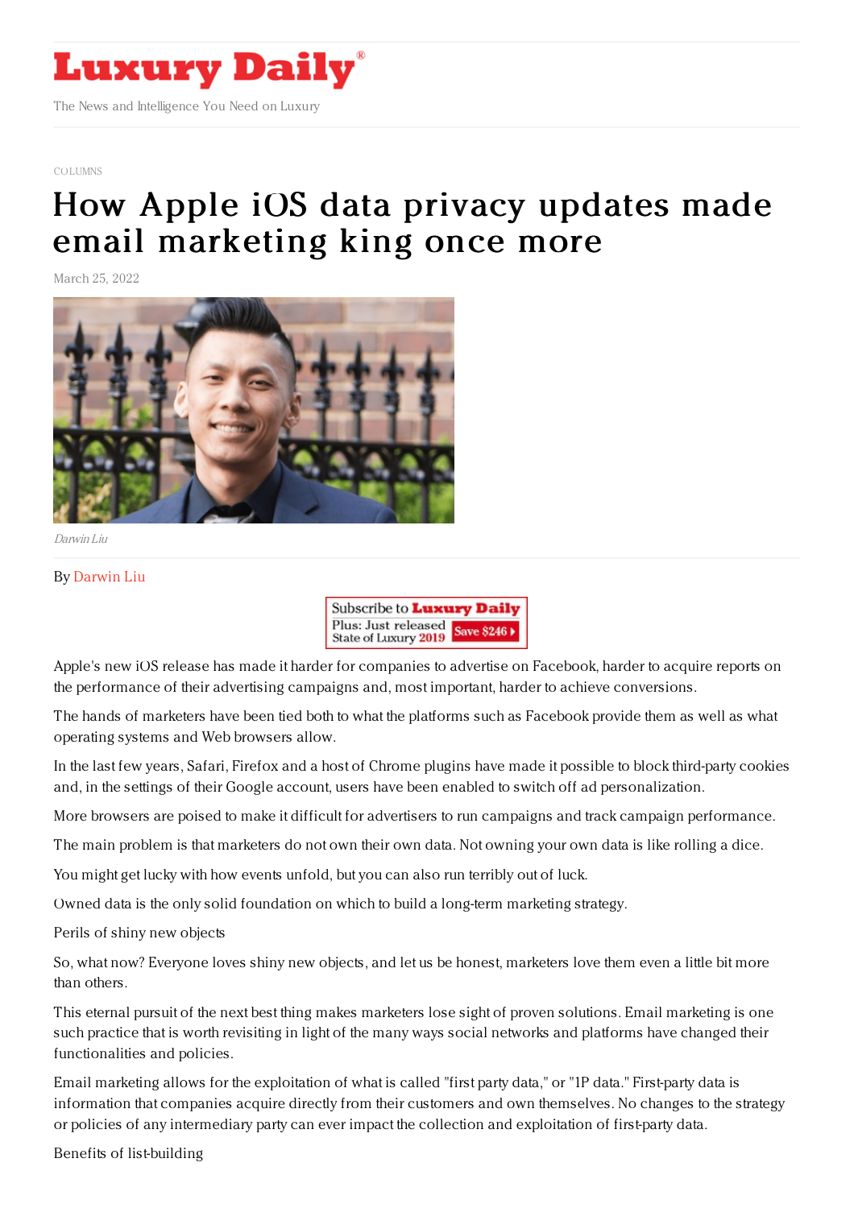# Luxury Daily

The News and Intelligence You Need on Luxury

COLUMNS

# How Apple iOS data privacy updates made email marketing king once more

March 25, 2022

*Darwin Liu*

By Darwin Liu

Apple's new iOS release has made it harder for companies to advertise on Facebook, harder to acquire reports on the performance of their advertising campaigns and, most important, harder to achieve conversions.

The hands of marketers have been tied both to what the platforms such as Facebook provide them as well as what operating systems and Web browsers allow.

In the last few years, Safari, Firefox and a host of Chrome plugins have made it possible to block third-party cookies and, in the settings of their Google account, users have been enabled to switch off ad personalization.

More browsers are poised to make it difficult for advertisers to run campaigns and track campaign performance.

The main problem is that marketers do not own their own data. Not owning your own data is like rolling a dice.

You might get lucky with how events unfold, but you can also run terribly out of luck.

Owned data is the only solid foundation on which to build a long-term marketing strategy.

Perils of shiny new objects

So, what now? Everyone loves shiny new objects, and let us be honest, marketers love them even a little bit more than others.

This eternal pursuit of the next best thing makes marketers lose sight of proven solutions. Email marketing is one such practice that is worth revisiting in light of the many ways social networks and platforms have changed their functionalities and policies.

Email marketing allows for the exploitation of what is called "first party data," or "1P data." First-party data is information that companies acquire directly from their customers and own themselves. No changes to the strategy or policies of any intermediary party can ever impact the collection and exploitation of first-party data.

Benefits of list-building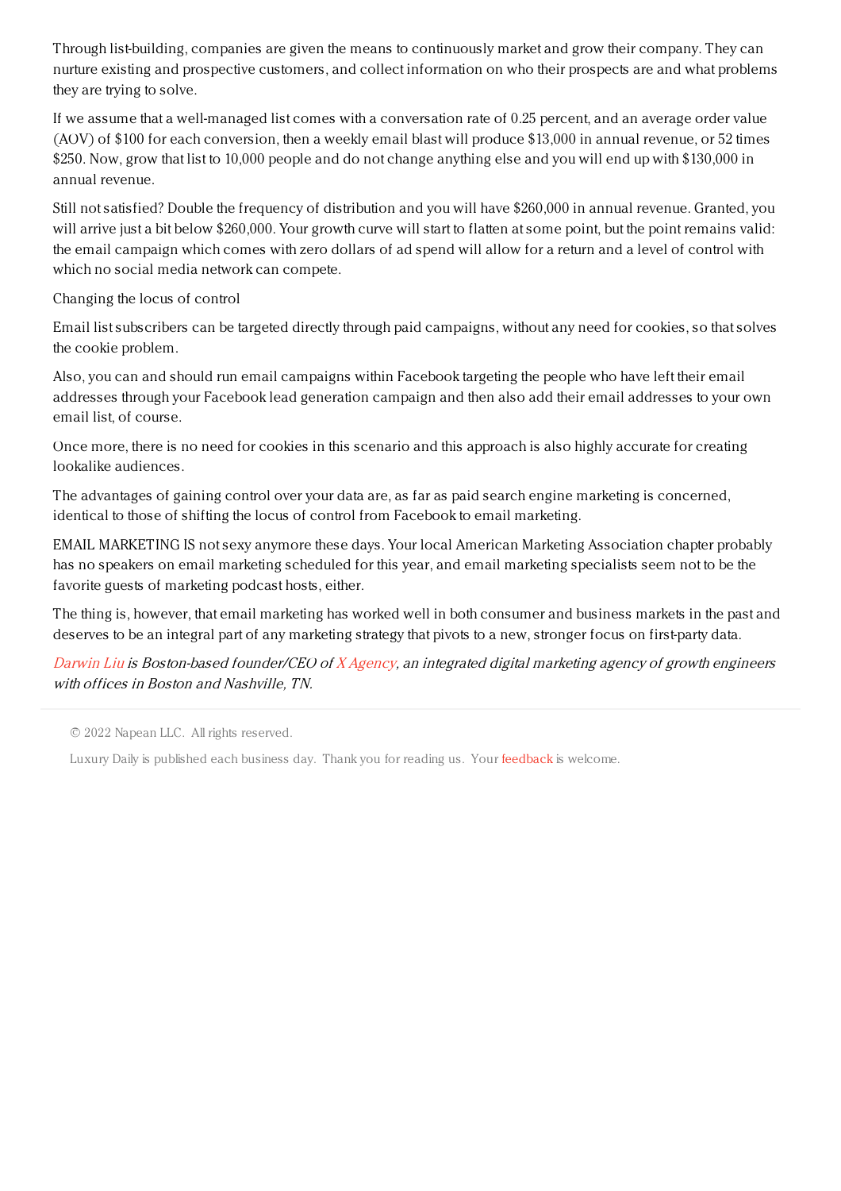Through list-building, companies are given the means to continuously market and grow their company. They can nurture existing and prospective customers, and collect information on who their prospects are and what problems they are trying to solve.

If we assume that a well-managed list comes with a conversation rate of 0.25 percent, and an average order value (AOV) of $100 for each conversion, then a weekly email blast will produce $13,000 in annual revenue, or 52 times $250. Now, grow that list to 10,000 people and do not change anything else and you will end up with $130,000 in annual revenue.

Still not satisfied? Double the frequency of distribution and you will have $260,000 in annual revenue. Granted, you will arrive just a bit below $260,000. Your growth curve will start to flatten at some point, but the point remains valid: the email campaign which comes with zero dollars of ad spend will allow for a return and a level of control with which no social media network can compete.

Changing the locus of control

Email list subscribers can be targeted directly through paid campaigns, without any need for cookies, so that solves the cookie problem.

Also, you can and should run email campaigns within Facebook targeting the people who have left their email addresses through your Facebook lead generation campaign and then also add their email addresses to your own email list, of course.

Once more, there is no need for cookies in this scenario and this approach is also highly accurate for creating lookalike audiences.

The advantages of gaining control over your data are, as far as paid search engine marketing is concerned, identical to those of shifting the locus of control from Facebook to email marketing.

EMAIL MARKETING IS not sexy anymore these days. Your local American Marketing Association chapter probably has no speakers on email marketing scheduled for this year, and email marketing specialists seem not to be the favorite guests of marketing podcast hosts, either.

The thing is, however, that email marketing has worked well in both consumer and business markets in the past and deserves to be an integral part of any marketing strategy that pivots to a new, stronger focus on first-party data.

*Darwin Liu is Boston-based founder/CEO of X Agency, an integrated digital marketing agency of growth engineers with offices in Boston and Nashville, TN.*

© 2022 Napean LLC. All rights reserved.

Luxury Daily is published each business day. Thank you for reading us. Your feedback is welcome.